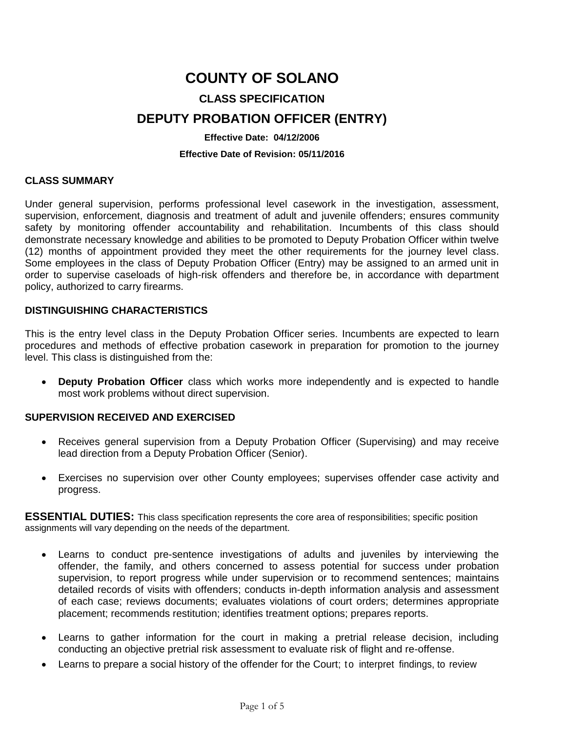# COUNTY OF SOLANO

## CLASS SPECIFICATION

## DEPUTY PROBATION OFFICER (ENTRY)

**Effective Date: 04/12/2006**

**Effective Date of Revision: 05/11/2016**

### CLASS SUMMARY

Under general supervision, performs professional level casework in the investigation, assessment, supervision, enforcement, diagnosis and treatment of adult and juvenile offenders; ensures community safety by monitoring offender accountability and rehabilitation. Incumbents of this class should demonstrate necessary knowledge and abilities to be promoted to Deputy Probation Officer within twelve (12) months of appointment provided they meet the other requirements for the journey level class. Some employees in the class of Deputy Probation Officer (Entry) may be assigned to an armed unit in order to supervise caseloads of high-risk offenders and therefore be, in accordance with department policy, authorized to carry firearms.

### DISTINGUISHING CHARACTERISTICS

This is the entry level class in the Deputy Probation Officer series. Incumbents are expected to learn procedures and methods of effective probation casework in preparation for promotion to the journey level. This class is distinguished from the:

- **Deputy Probation Officer** class which works more independently and is expected to handle most work problems without direct supervision.

### SUPERVISION RECEIVED AND EXERCISED

- Receives general supervision from a Deputy Probation Officer (Supervising) and may receive lead direction from a Deputy Probation Officer (Senior).
- Exercises no supervision over other County employees; supervises offender case activity and progress.

**ESSENTIAL DUTIES:** This class specification represents the core area of responsibilities; specific position assignments will vary depending on the needs of the department.

- Learns to conduct pre-sentence investigations of adults and juveniles by interviewing the offender, the family, and others concerned to assess potential for success under probation supervision, to report progress while under supervision or to recommend sentences; maintains detailed records of visits with offenders; conducts in-depth information analysis and assessment of each case; reviews documents; evaluates violations of court orders; determines appropriate placement; recommends restitution; identifies treatment options; prepares reports.
- Learns to gather information for the court in making a pretrial release decision, including conducting an objective pretrial risk assessment to evaluate risk of flight and re-offense.
- Learns to prepare a social history of the offender for the Court; to interpret findings, to review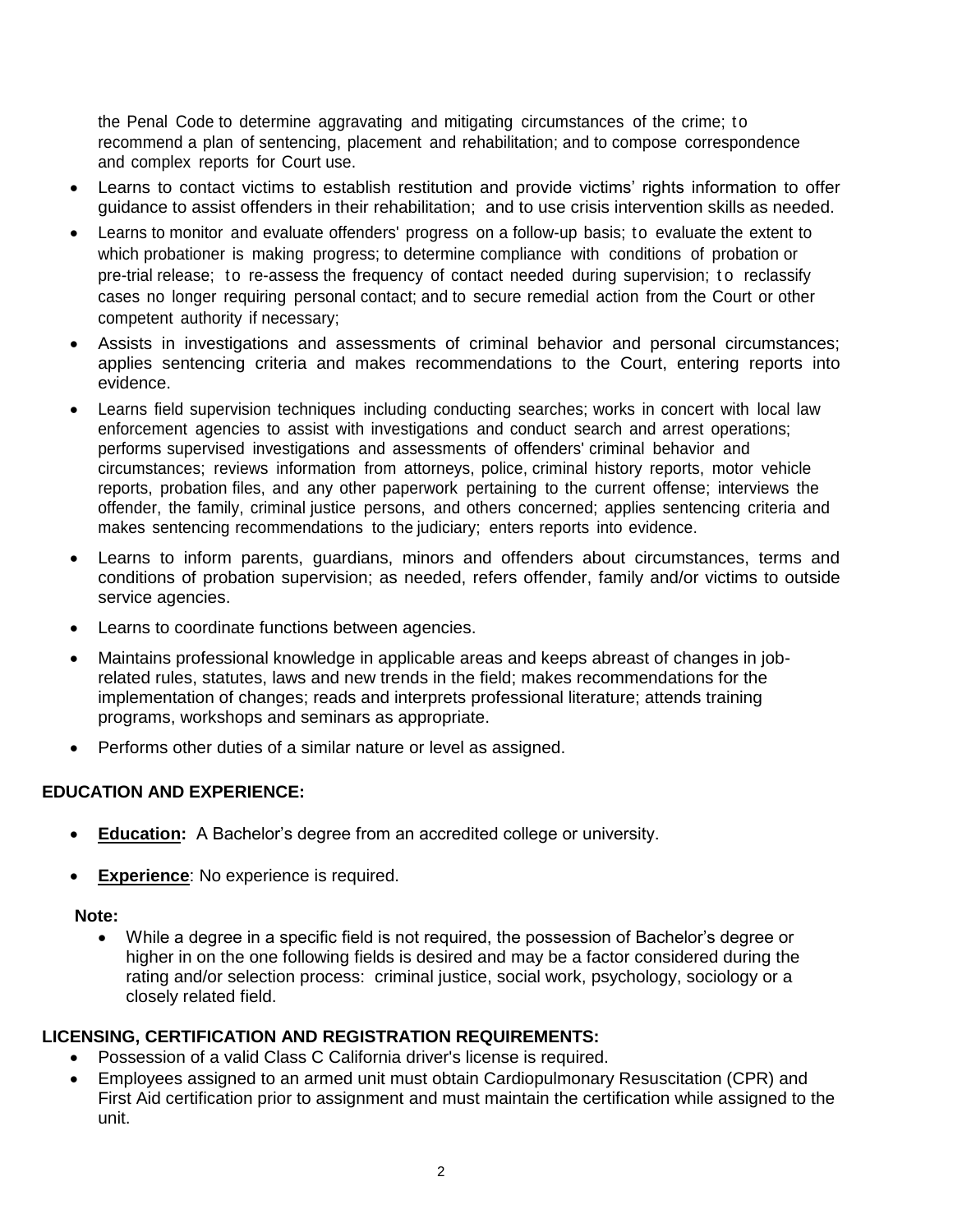the Penal Code to determine aggravating and mitigating circumstances of the crime; to recommend a plan of sentencing, placement and rehabilitation; and to compose correspondence and complex reports for Court use.

- Learns to contact victims to establish restitution and provide victims' rights information to offer guidance to assist offenders in their rehabilitation; and to use crisis intervention skills as needed.
- Learns to monitor and evaluate offenders' progress on a follow-up basis; to evaluate the extent to which probationer is making progress; to determine compliance with conditions of probation or pre-trial release; to re-assess the frequency of contact needed during supervision; to reclassify cases no longer requiring personal contact; and to secure remedial action from the Court or other competent authority if necessary;
- Assists in investigations and assessments of criminal behavior and personal circumstances; applies sentencing criteria and makes recommendations to the Court, entering reports into evidence.
- Learns field supervision techniques including conducting searches; works in concert with local law enforcement agencies to assist with investigations and conduct search and arrest operations; performs supervised investigations and assessments of offenders' criminal behavior and circumstances; reviews information from attorneys, police, criminal history reports, motor vehicle reports, probation files, and any other paperwork pertaining to the current offense; interviews the offender, the family, criminal justice persons, and others concerned; applies sentencing criteria and makes sentencing recommendations to the judiciary; enters reports into evidence.
- Learns to inform parents, guardians, minors and offenders about circumstances, terms and conditions of probation supervision; as needed, refers offender, family and/or victims to outside service agencies.
- Learns to coordinate functions between agencies.
- Maintains professional knowledge in applicable areas and keeps abreast of changes in job-related rules, statutes, laws and new trends in the field; makes recommendations for the implementation of changes; reads and interprets professional literature; attends training programs, workshops and seminars as appropriate.
- Performs other duties of a similar nature or level as assigned.

**EDUCATION AND EXPERIENCE:**

- **Education:** A Bachelor's degree from an accredited college or university.
- **Experience**: No experience is required.

**Note:**

- While a degree in a specific field is not required, the possession of Bachelor's degree or higher in on the one following fields is desired and may be a factor considered during the rating and/or selection process: criminal justice, social work, psychology, sociology or a closely related field.

**LICENSING, CERTIFICATION AND REGISTRATION REQUIREMENTS:**

- Possession of a valid Class C California driver's license is required.
- Employees assigned to an armed unit must obtain Cardiopulmonary Resuscitation (CPR) and First Aid certification prior to assignment and must maintain the certification while assigned to the unit.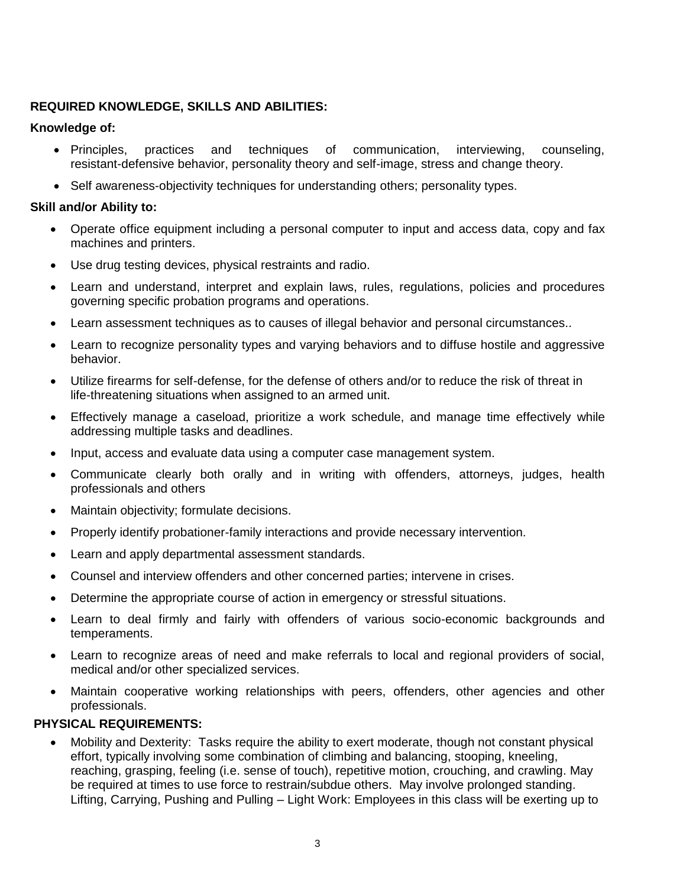**REQUIRED KNOWLEDGE, SKILLS AND ABILITIES:**

**Knowledge of:**

- Principles, practices and techniques of communication, interviewing, counseling, resistant-defensive behavior, personality theory and self-image, stress and change theory.
- Self awareness-objectivity techniques for understanding others; personality types.

**Skill and/or Ability to:**

- Operate office equipment including a personal computer to input and access data, copy and fax machines and printers.
- Use drug testing devices, physical restraints and radio.
- Learn and understand, interpret and explain laws, rules, regulations, policies and procedures governing specific probation programs and operations.
- Learn assessment techniques as to causes of illegal behavior and personal circumstances..
- Learn to recognize personality types and varying behaviors and to diffuse hostile and aggressive behavior.
- Utilize firearms for self-defense, for the defense of others and/or to reduce the risk of threat in life-threatening situations when assigned to an armed unit.
- Effectively manage a caseload, prioritize a work schedule, and manage time effectively while addressing multiple tasks and deadlines.
- Input, access and evaluate data using a computer case management system.
- Communicate clearly both orally and in writing with offenders, attorneys, judges, health professionals and others
- Maintain objectivity; formulate decisions.
- Properly identify probationer-family interactions and provide necessary intervention.
- Learn and apply departmental assessment standards.
- Counsel and interview offenders and other concerned parties; intervene in crises.
- Determine the appropriate course of action in emergency or stressful situations.
- Learn to deal firmly and fairly with offenders of various socio-economic backgrounds and temperaments.
- Learn to recognize areas of need and make referrals to local and regional providers of social, medical and/or other specialized services.
- Maintain cooperative working relationships with peers, offenders, other agencies and other professionals.

**PHYSICAL REQUIREMENTS:**

- Mobility and Dexterity: Tasks require the ability to exert moderate, though not constant physical effort, typically involving some combination of climbing and balancing, stooping, kneeling, reaching, grasping, feeling (i.e. sense of touch), repetitive motion, crouching, and crawling. May be required at times to use force to restrain/subdue others. May involve prolonged standing. Lifting, Carrying, Pushing and Pulling – Light Work: Employees in this class will be exerting up to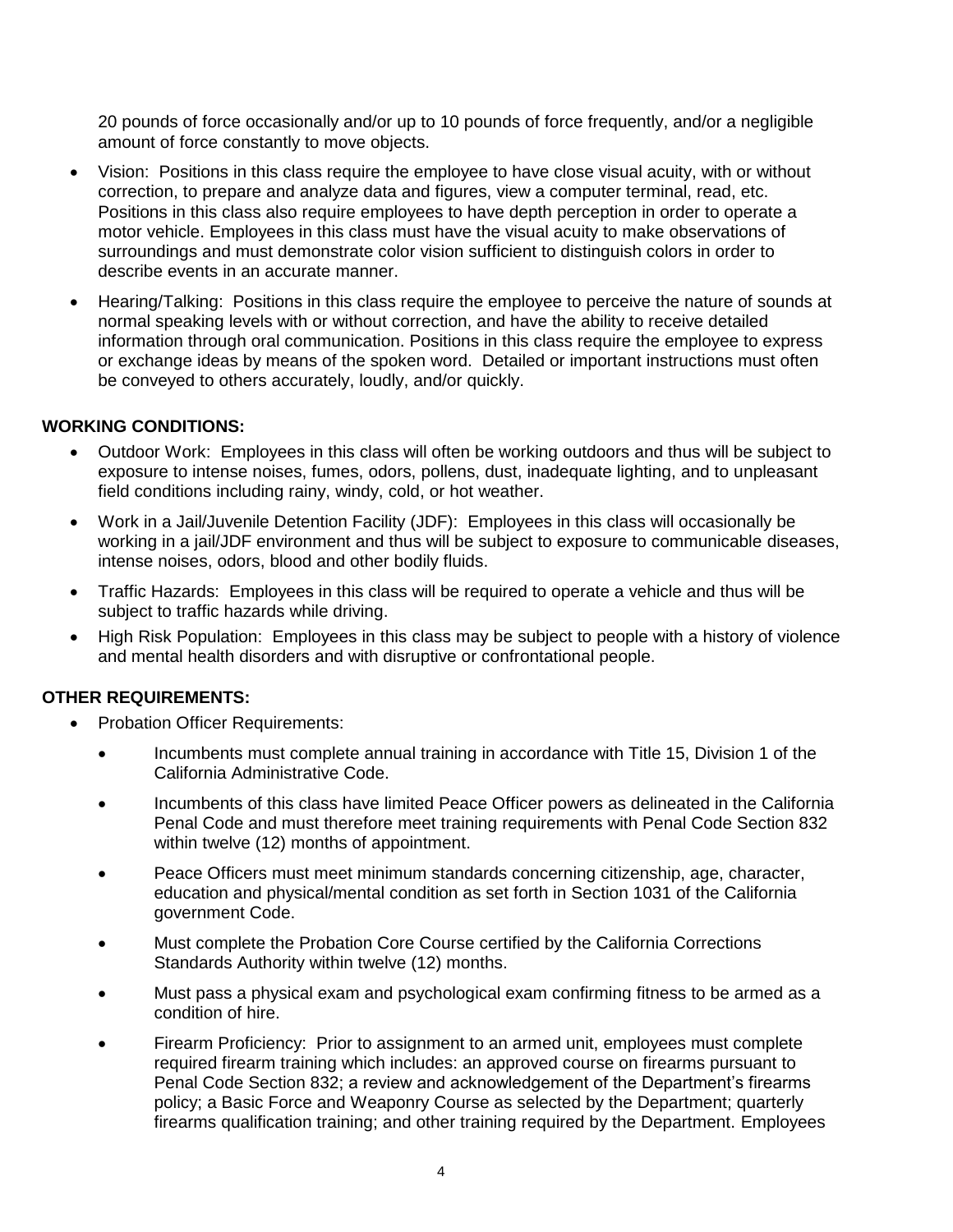20 pounds of force occasionally and/or up to 10 pounds of force frequently, and/or a negligible amount of force constantly to move objects.

- Vision: Positions in this class require the employee to have close visual acuity, with or without correction, to prepare and analyze data and figures, view a computer terminal, read, etc. Positions in this class also require employees to have depth perception in order to operate a motor vehicle. Employees in this class must have the visual acuity to make observations of surroundings and must demonstrate color vision sufficient to distinguish colors in order to describe events in an accurate manner.
- Hearing/Talking: Positions in this class require the employee to perceive the nature of sounds at normal speaking levels with or without correction, and have the ability to receive detailed information through oral communication. Positions in this class require the employee to express or exchange ideas by means of the spoken word. Detailed or important instructions must often be conveyed to others accurately, loudly, and/or quickly.

**WORKING CONDITIONS:**

- Outdoor Work: Employees in this class will often be working outdoors and thus will be subject to exposure to intense noises, fumes, odors, pollens, dust, inadequate lighting, and to unpleasant field conditions including rainy, windy, cold, or hot weather.
- Work in a Jail/Juvenile Detention Facility (JDF): Employees in this class will occasionally be working in a jail/JDF environment and thus will be subject to exposure to communicable diseases, intense noises, odors, blood and other bodily fluids.
- Traffic Hazards: Employees in this class will be required to operate a vehicle and thus will be subject to traffic hazards while driving.
- High Risk Population: Employees in this class may be subject to people with a history of violence and mental health disorders and with disruptive or confrontational people.

**OTHER REQUIREMENTS:**

- Probation Officer Requirements:
  - Incumbents must complete annual training in accordance with Title 15, Division 1 of the California Administrative Code.
  - Incumbents of this class have limited Peace Officer powers as delineated in the California Penal Code and must therefore meet training requirements with Penal Code Section 832 within twelve (12) months of appointment.
  - Peace Officers must meet minimum standards concerning citizenship, age, character, education and physical/mental condition as set forth in Section 1031 of the California government Code.
  - Must complete the Probation Core Course certified by the California Corrections Standards Authority within twelve (12) months.
  - Must pass a physical exam and psychological exam confirming fitness to be armed as a condition of hire.
  - Firearm Proficiency: Prior to assignment to an armed unit, employees must complete required firearm training which includes: an approved course on firearms pursuant to Penal Code Section 832; a review and acknowledgement of the Department's firearms policy; a Basic Force and Weaponry Course as selected by the Department; quarterly firearms qualification training; and other training required by the Department. Employees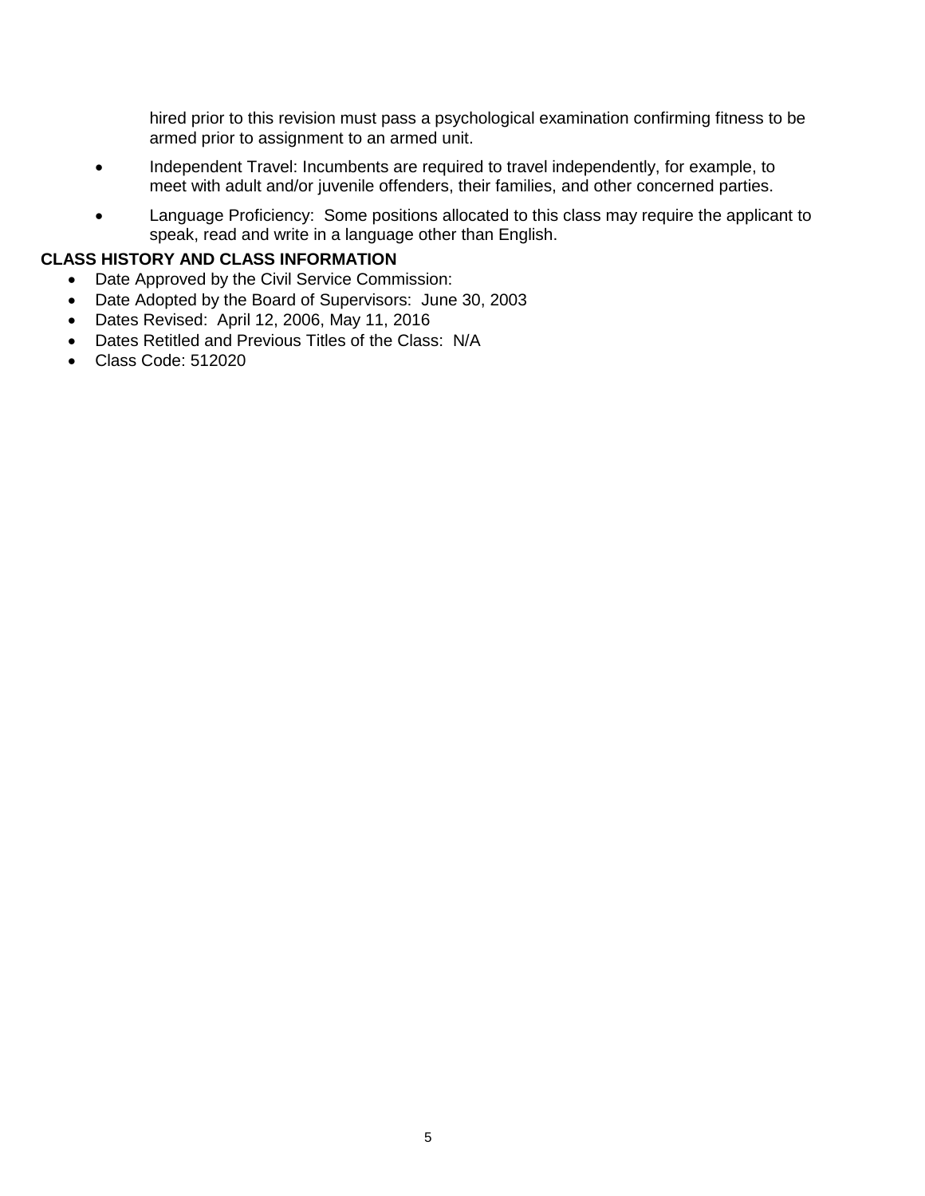hired prior to this revision must pass a psychological examination confirming fitness to be armed prior to assignment to an armed unit.

- Independent Travel: Incumbents are required to travel independently, for example, to meet with adult and/or juvenile offenders, their families, and other concerned parties.
- Language Proficiency: Some positions allocated to this class may require the applicant to speak, read and write in a language other than English.

**CLASS HISTORY AND CLASS INFORMATION**

- Date Approved by the Civil Service Commission:
- Date Adopted by the Board of Supervisors: June 30, 2003
- Dates Revised: April 12, 2006, May 11, 2016
- Dates Retitled and Previous Titles of the Class: N/A
- Class Code: 512020